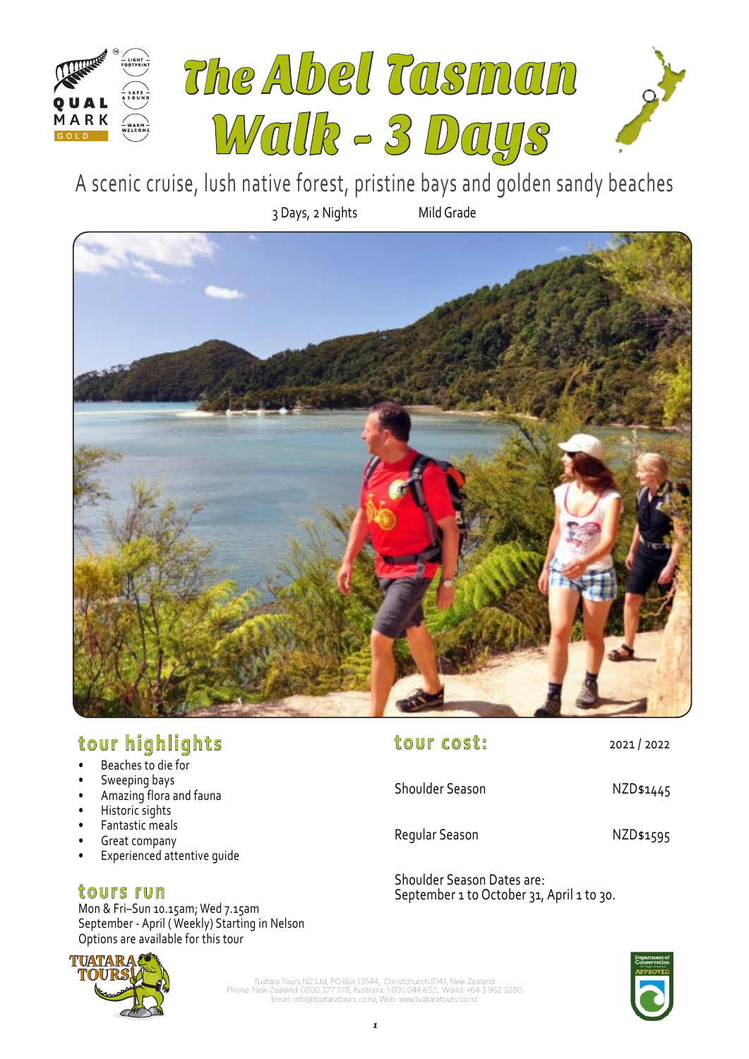# The Abel Tasman Walk - 3 Days

A scenic cruise, lush native forest, pristine bays and golden sandy beaches

3 Days, 2 Nights    Mild Grade

## tour highlights

- Beaches to die for
- Sweeping bays
- Amazing flora and fauna
- Historic sights
- Fantastic meals
- Great company
- Experienced attentive guide

## tours run

Mon & Fri–Sun 10.15am; Wed 7.15am
September - April ( Weekly) Starting in Nelson
Options are available for this tour

## tour cost:

| | 2021 / 2022 |
|---|---|
| Shoulder Season | NZD$1445 |
| Regular Season | NZD$1595 |

Shoulder Season Dates are:
September 1 to October 31, April 1 to 30.

Tuatara Tours NZ Ltd, PO Box 13544, Christchurch 8141, New Zealand
Phone: New Zealand: 0800 377 378, Australia: 1 800 044 633, World: +64 3 962 3280
Email: info@tuataratours.co.nz, Web: www.tuataratours.co.nz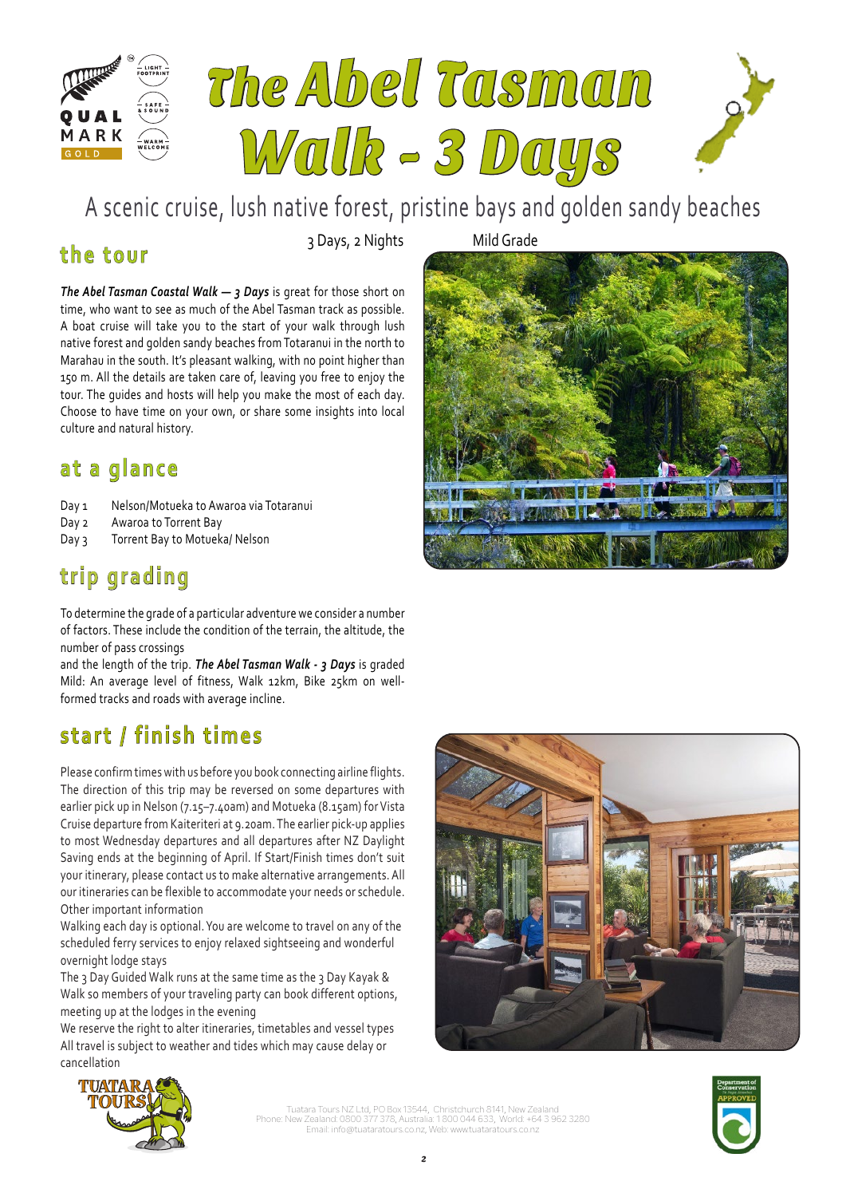# The Abel Tasman Walk - 3 Days

A scenic cruise, lush native forest, pristine bays and golden sandy beaches

3 Days, 2 Nights

Mild Grade

## the tour

***The Abel Tasman Coastal Walk — 3 Days*** is great for those short on time, who want to see as much of the Abel Tasman track as possible. A boat cruise will take you to the start of your walk through lush native forest and golden sandy beaches from Totaranui in the north to Marahau in the south. It's pleasant walking, with no point higher than 150 m. All the details are taken care of, leaving you free to enjoy the tour. The guides and hosts will help you make the most of each day. Choose to have time on your own, or share some insights into local culture and natural history.

## at a glance

| | |
|---|---|
| Day 1 | Nelson/Motueka to Awaroa via Totaranui |
| Day 2 | Awaroa to Torrent Bay |
| Day 3 | Torrent Bay to Motueka/ Nelson |

## trip grading

To determine the grade of a particular adventure we consider a number of factors. These include the condition of the terrain, the altitude, the number of pass crossings
and the length of the trip. ***The Abel Tasman Walk - 3 Days*** is graded Mild: An average level of fitness, Walk 12km, Bike 25km on well-formed tracks and roads with average incline.

## start / finish times

Please confirm times with us before you book connecting airline flights. The direction of this trip may be reversed on some departures with earlier pick up in Nelson (7.15–7.40am) and Motueka (8.15am) for Vista Cruise departure from Kaiteriteri at 9.20am. The earlier pick-up applies to most Wednesday departures and all departures after NZ Daylight Saving ends at the beginning of April. If Start/Finish times don't suit your itinerary, please contact us to make alternative arrangements. All our itineraries can be flexible to accommodate your needs or schedule.
Other important information
Walking each day is optional. You are welcome to travel on any of the scheduled ferry services to enjoy relaxed sightseeing and wonderful overnight lodge stays
The 3 Day Guided Walk runs at the same time as the 3 Day Kayak & Walk so members of your traveling party can book different options, meeting up at the lodges in the evening
We reserve the right to alter itineraries, timetables and vessel types
All travel is subject to weather and tides which may cause delay or cancellation

Tuatara Tours NZ Ltd, PO Box 13544, Christchurch 8141, New Zealand
Phone: New Zealand: 0800 377 378, Australia: 1 800 044 633, World: +64 3 962 3280
Email: info@tuataratours.co.nz, Web: www.tuataratours.co.nz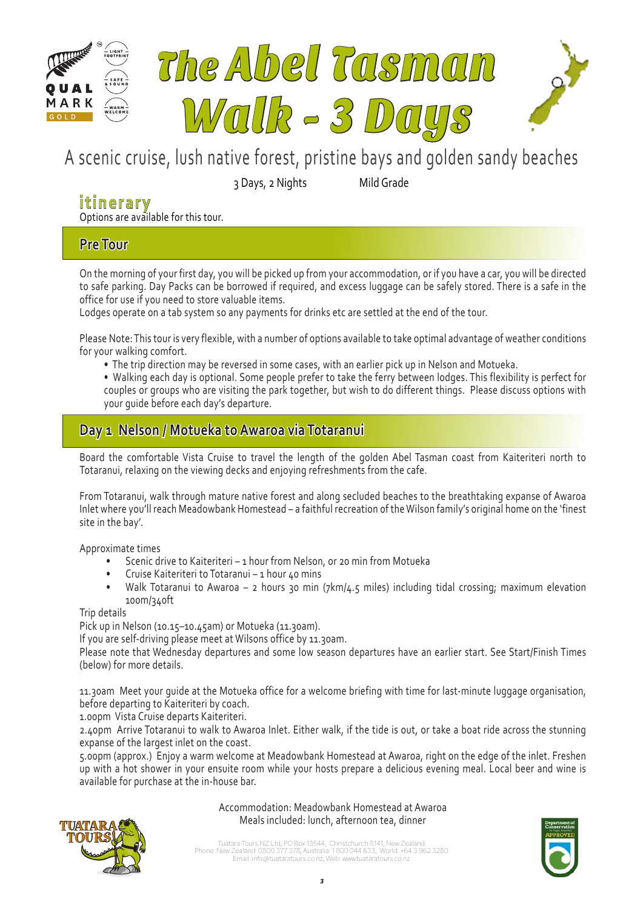# The Abel Tasman Walk - 3 Days

A scenic cruise, lush native forest, pristine bays and golden sandy beaches

3 Days, 2 Nights Mild Grade

## itinerary

Options are available for this tour.

### Pre Tour

On the morning of your first day, you will be picked up from your accommodation, or if you have a car, you will be directed to safe parking. Day Packs can be borrowed if required, and excess luggage can be safely stored. There is a safe in the office for use if you need to store valuable items.
Lodges operate on a tab system so any payments for drinks etc are settled at the end of the tour.

Please Note: This tour is very flexible, with a number of options available to take optimal advantage of weather conditions for your walking comfort.

- The trip direction may be reversed in some cases, with an earlier pick up in Nelson and Motueka.
- Walking each day is optional. Some people prefer to take the ferry between lodges. This flexibility is perfect for couples or groups who are visiting the park together, but wish to do different things. Please discuss options with your guide before each day's departure.

### Day 1 Nelson / Motueka to Awaroa via Totaranui

Board the comfortable Vista Cruise to travel the length of the golden Abel Tasman coast from Kaiteriteri north to Totaranui, relaxing on the viewing decks and enjoying refreshments from the cafe.

From Totaranui, walk through mature native forest and along secluded beaches to the breathtaking expanse of Awaroa Inlet where you'll reach Meadowbank Homestead – a faithful recreation of the Wilson family's original home on the 'finest site in the bay'.

Approximate times

- Scenic drive to Kaiteriteri – 1 hour from Nelson, or 20 min from Motueka
- Cruise Kaiteriteri to Totaranui – 1 hour 40 mins
- Walk Totaranui to Awaroa – 2 hours 30 min (7km/4.5 miles) including tidal crossing; maximum elevation 100m/340ft

Trip details

Pick up in Nelson (10.15–10.45am) or Motueka (11.30am).
If you are self-driving please meet at Wilsons office by 11.30am.
Please note that Wednesday departures and some low season departures have an earlier start. See Start/Finish Times (below) for more details.

11.30am Meet your guide at the Motueka office for a welcome briefing with time for last-minute luggage organisation, before departing to Kaiteriteri by coach.
1.00pm Vista Cruise departs Kaiteriteri.
2.40pm Arrive Totaranui to walk to Awaroa Inlet. Either walk, if the tide is out, or take a boat ride across the stunning expanse of the largest inlet on the coast.
5.00pm (approx.) Enjoy a warm welcome at Meadowbank Homestead at Awaroa, right on the edge of the inlet. Freshen up with a hot shower in your ensuite room while your hosts prepare a delicious evening meal. Local beer and wine is available for purchase at the in-house bar.

Accommodation: Meadowbank Homestead at Awaroa
Meals included: lunch, afternoon tea, dinner

Tuatara Tours NZ Ltd, PO Box 13544, Christchurch 8141, New Zealand
Phone: New Zealand: 0800 377 378, Australia: 1 800 044 633, World: +64 3 962 3280
Email: info@tuataratours.co.nz, Web: www.tuataratours.co.nz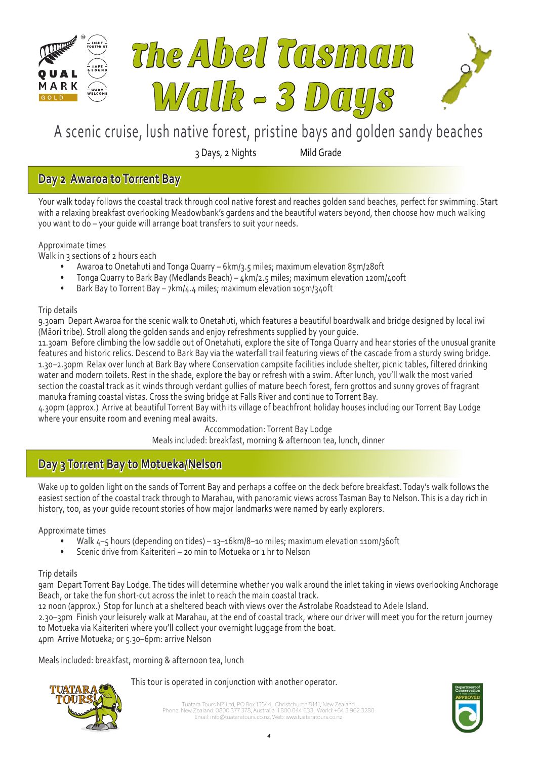# The Abel Tasman Walk – 3 Days

A scenic cruise, lush native forest, pristine bays and golden sandy beaches

3 Days, 2 Nights  Mild Grade

## Day 2 Awaroa to Torrent Bay

Your walk today follows the coastal track through cool native forest and reaches golden sand beaches, perfect for swimming. Start with a relaxing breakfast overlooking Meadowbank's gardens and the beautiful waters beyond, then choose how much walking you want to do – your guide will arrange boat transfers to suit your needs.

Approximate times

Walk in 3 sections of 2 hours each

- Awaroa to Onetahuti and Tonga Quarry – 6km/3.5 miles; maximum elevation 85m/280ft
- Tonga Quarry to Bark Bay (Medlands Beach) – 4km/2.5 miles; maximum elevation 120m/400ft
- Bark Bay to Torrent Bay – 7km/4.4 miles; maximum elevation 105m/340ft

Trip details

9.30am Depart Awaroa for the scenic walk to Onetahuti, which features a beautiful boardwalk and bridge designed by local iwi (Māori tribe). Stroll along the golden sands and enjoy refreshments supplied by your guide.

11.30am Before climbing the low saddle out of Onetahuti, explore the site of Tonga Quarry and hear stories of the unusual granite features and historic relics. Descend to Bark Bay via the waterfall trail featuring views of the cascade from a sturdy swing bridge.

1.30–2.30pm Relax over lunch at Bark Bay where Conservation campsite facilities include shelter, picnic tables, filtered drinking water and modern toilets. Rest in the shade, explore the bay or refresh with a swim. After lunch, you'll walk the most varied section the coastal track as it winds through verdant gullies of mature beech forest, fern grottos and sunny groves of fragrant manuka framing coastal vistas. Cross the swing bridge at Falls River and continue to Torrent Bay.

4.30pm (approx.) Arrive at beautiful Torrent Bay with its village of beachfront holiday houses including our Torrent Bay Lodge where your ensuite room and evening meal awaits.

Accommodation: Torrent Bay Lodge

Meals included: breakfast, morning & afternoon tea, lunch, dinner

## Day 3 Torrent Bay to Motueka/Nelson

Wake up to golden light on the sands of Torrent Bay and perhaps a coffee on the deck before breakfast. Today's walk follows the easiest section of the coastal track through to Marahau, with panoramic views across Tasman Bay to Nelson. This is a day rich in history, too, as your guide recount stories of how major landmarks were named by early explorers.

Approximate times

- Walk 4–5 hours (depending on tides) – 13–16km/8–10 miles; maximum elevation 110m/360ft
- Scenic drive from Kaiteriteri – 20 min to Motueka or 1 hr to Nelson

Trip details

9am Depart Torrent Bay Lodge. The tides will determine whether you walk around the inlet taking in views overlooking Anchorage Beach, or take the fun short-cut across the inlet to reach the main coastal track.

12 noon (approx.) Stop for lunch at a sheltered beach with views over the Astrolabe Roadstead to Adele Island.

2.30–3pm Finish your leisurely walk at Marahau, at the end of coastal track, where our driver will meet you for the return journey to Motueka via Kaiteriteri where you'll collect your overnight luggage from the boat.

4pm Arrive Motueka; or 5.30–6pm: arrive Nelson

Meals included: breakfast, morning & afternoon tea, lunch

This tour is operated in conjunction with another operator.

Tuatara Tours NZ Ltd, PO Box 13544, Christchurch 8141, New Zealand
Phone: New Zealand: 0800 377 378, Australia: 1 800 044 633, World: +64 3 962 3280
Email: info@tuataratours.co.nz, Web: www.tuataratours.co.nz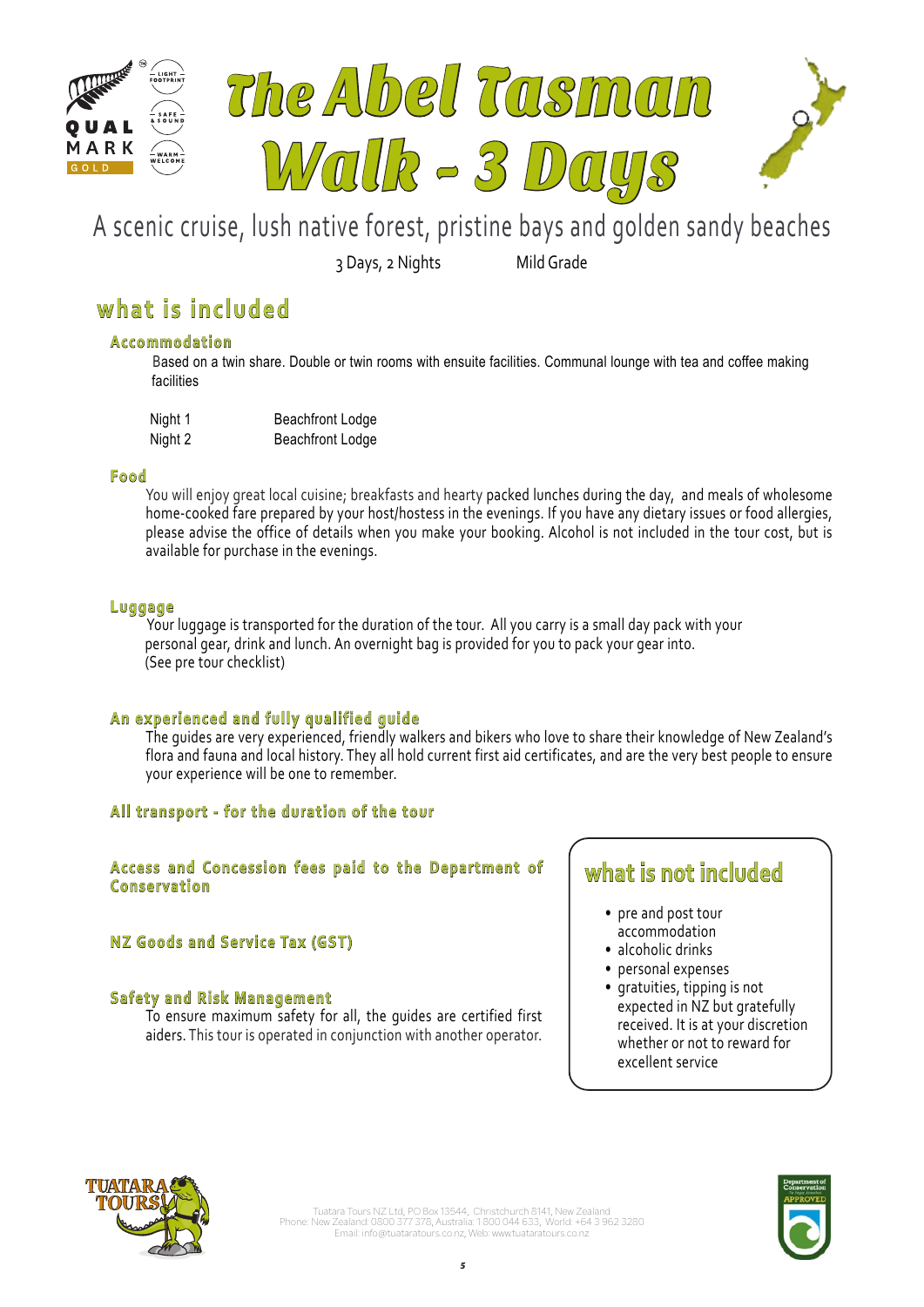# The Abel Tasman Walk - 3 Days

A scenic cruise, lush native forest, pristine bays and golden sandy beaches

3 Days, 2 Nights — Mild Grade

## what is included

### Accommodation

Based on a twin share. Double or twin rooms with ensuite facilities. Communal lounge with tea and coffee making facilities

| | |
|---|---|
| Night 1 | Beachfront Lodge |
| Night 2 | Beachfront Lodge |

### Food

You will enjoy great local cuisine; breakfasts and hearty packed lunches during the day, and meals of wholesome home-cooked fare prepared by your host/hostess in the evenings. If you have any dietary issues or food allergies, please advise the office of details when you make your booking. Alcohol is not included in the tour cost, but is available for purchase in the evenings.

### Luggage

Your luggage is transported for the duration of the tour. All you carry is a small day pack with your personal gear, drink and lunch. An overnight bag is provided for you to pack your gear into. (See pre tour checklist)

### An experienced and fully qualified guide

The guides are very experienced, friendly walkers and bikers who love to share their knowledge of New Zealand's flora and fauna and local history. They all hold current first aid certificates, and are the very best people to ensure your experience will be one to remember.

### All transport - for the duration of the tour

### Access and Concession fees paid to the Department of Conservation

### NZ Goods and Service Tax (GST)

### Safety and Risk Management

To ensure maximum safety for all, the guides are certified first aiders. This tour is operated in conjunction with another operator.

## what is not included

- pre and post tour accommodation
- alcoholic drinks
- personal expenses
- gratuities, tipping is not expected in NZ but gratefully received. It is at your discretion whether or not to reward for excellent service

Tuatara Tours NZ Ltd, PO Box 13544, Christchurch 8141, New Zealand
Phone: New Zealand: 0800 377 378, Australia: 1 800 044 633, World: +64 3 962 3280
Email: info@tuataratours.co.nz, Web: www.tuataratours.co.nz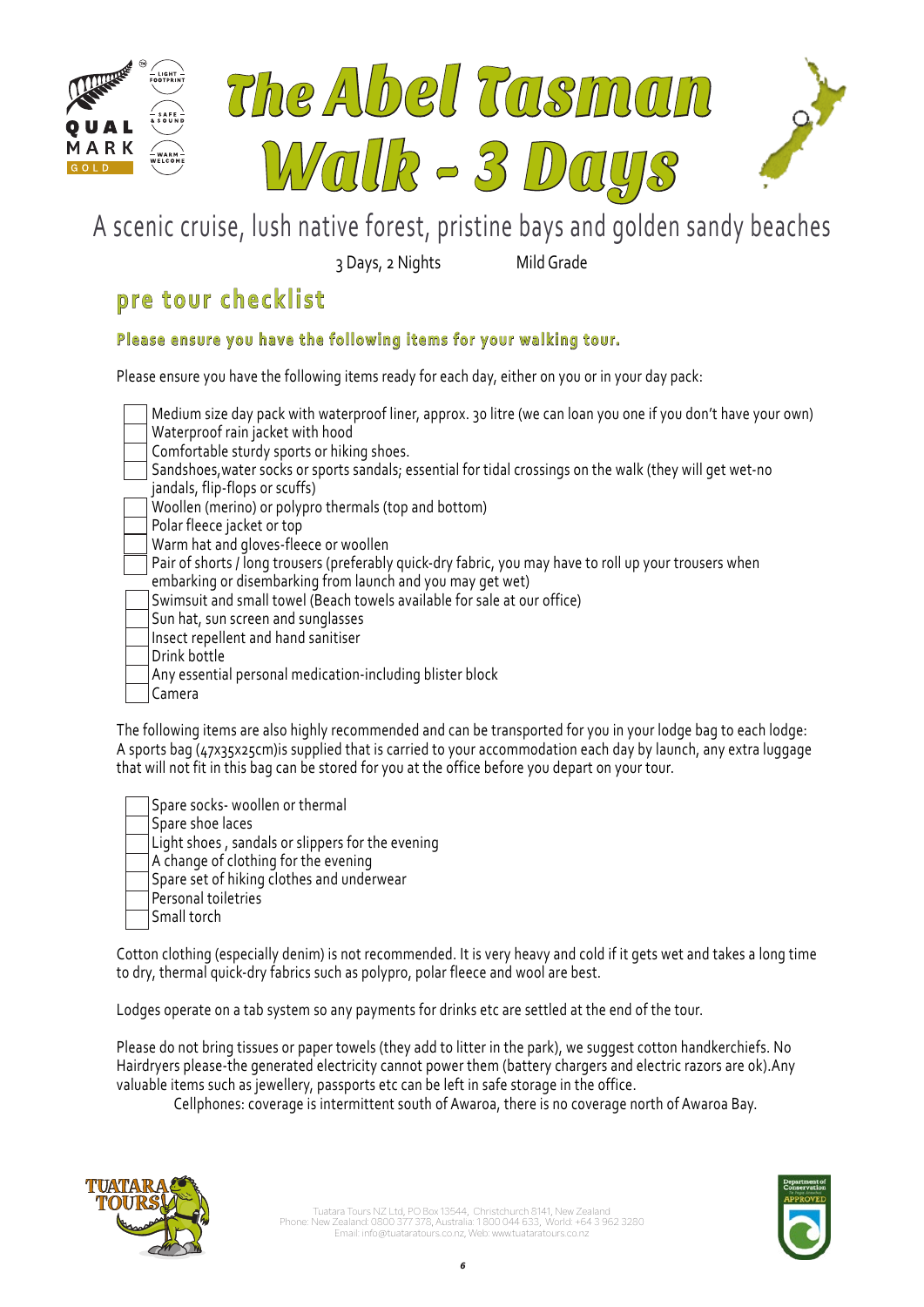# The Abel Tasman Walk - 3 Days

A scenic cruise, lush native forest, pristine bays and golden sandy beaches

3 Days, 2 Nights Mild Grade

## pre tour checklist

### Please ensure you have the following items for your walking tour.

Please ensure you have the following items ready for each day, either on you or in your day pack:

- [ ] Medium size day pack with waterproof liner, approx. 30 litre (we can loan you one if you don't have your own)
- [ ] Waterproof rain jacket with hood
- [ ] Comfortable sturdy sports or hiking shoes.
- [ ] Sandshoes,water socks or sports sandals; essential for tidal crossings on the walk (they will get wet-no jandals, flip-flops or scuffs)
- [ ] Woollen (merino) or polypro thermals (top and bottom)
- [ ] Polar fleece jacket or top
- [ ] Warm hat and gloves-fleece or woollen
- [ ] Pair of shorts / long trousers (preferably quick-dry fabric, you may have to roll up your trousers when embarking or disembarking from launch and you may get wet)
- [ ] Swimsuit and small towel (Beach towels available for sale at our office)
- [ ] Sun hat, sun screen and sunglasses
- [ ] Insect repellent and hand sanitiser
- [ ] Drink bottle
- [ ] Any essential personal medication-including blister block
- [ ] Camera

The following items are also highly recommended and can be transported for you in your lodge bag to each lodge: A sports bag (47x35x25cm)is supplied that is carried to your accommodation each day by launch, any extra luggage that will not fit in this bag can be stored for you at the office before you depart on your tour.

- [ ] Spare socks- woollen or thermal
- [ ] Spare shoe laces
- [ ] Light shoes , sandals or slippers for the evening
- [ ] A change of clothing for the evening
- [ ] Spare set of hiking clothes and underwear
- [ ] Personal toiletries
- [ ] Small torch

Cotton clothing (especially denim) is not recommended. It is very heavy and cold if it gets wet and takes a long time to dry, thermal quick-dry fabrics such as polypro, polar fleece and wool are best.

Lodges operate on a tab system so any payments for drinks etc are settled at the end of the tour.

Please do not bring tissues or paper towels (they add to litter in the park), we suggest cotton handkerchiefs. No Hairdryers please-the generated electricity cannot power them (battery chargers and electric razors are ok).Any valuable items such as jewellery, passports etc can be left in safe storage in the office.

Cellphones: coverage is intermittent south of Awaroa, there is no coverage north of Awaroa Bay.

Tuatara Tours NZ Ltd, PO Box 13544, Christchurch 8141, New Zealand
Phone: New Zealand: 0800 377 378, Australia: 1 800 044 633, World: +64 3 962 3280
Email: info@tuataratours.co.nz, Web: www.tuataratours.co.nz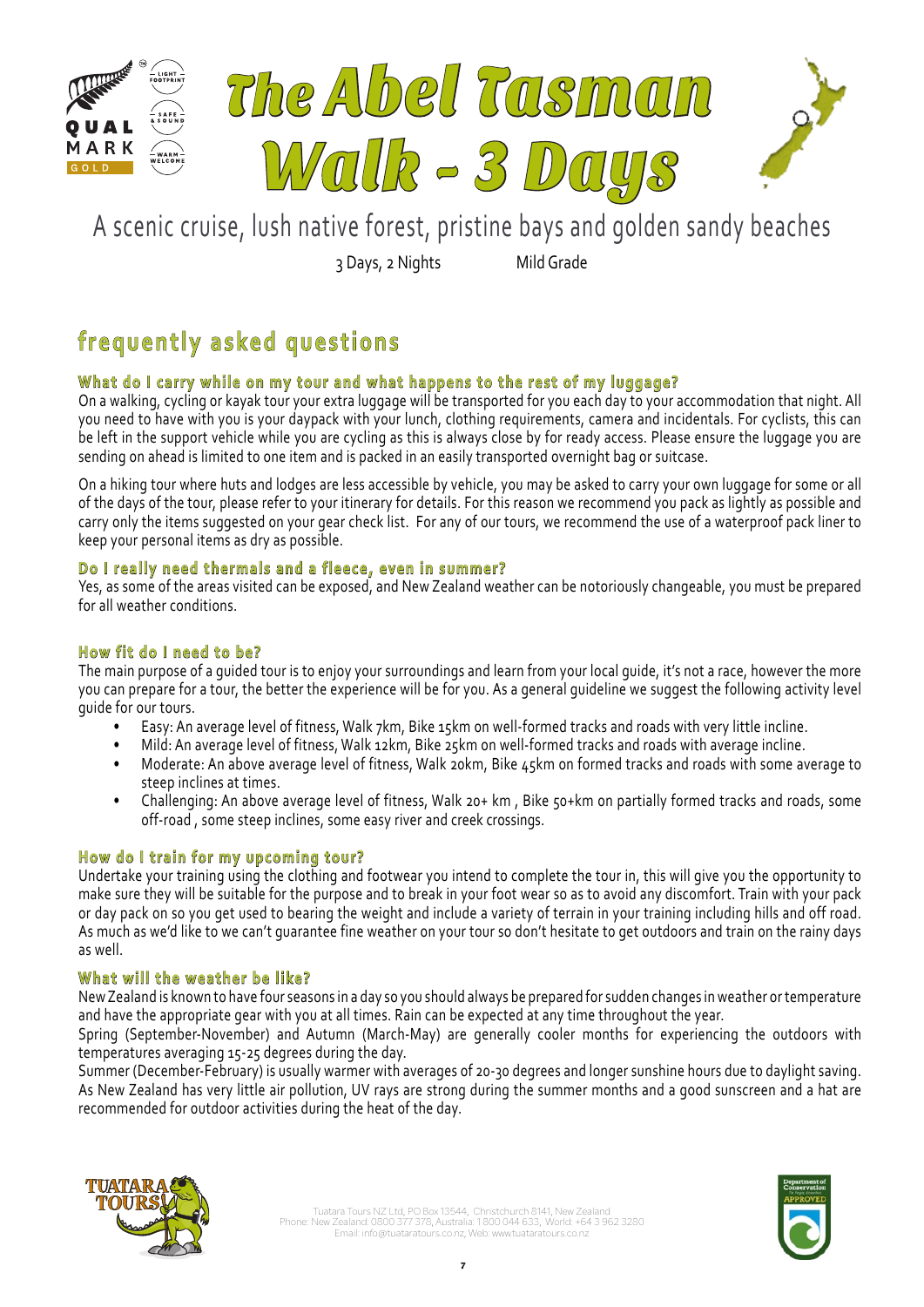# The Abel Tasman Walk - 3 Days

A scenic cruise, lush native forest, pristine bays and golden sandy beaches

3 Days, 2 Nights Mild Grade

## frequently asked questions

### What do I carry while on my tour and what happens to the rest of my luggage?

On a walking, cycling or kayak tour your extra luggage will be transported for you each day to your accommodation that night. All you need to have with you is your daypack with your lunch, clothing requirements, camera and incidentals. For cyclists, this can be left in the support vehicle while you are cycling as this is always close by for ready access. Please ensure the luggage you are sending on ahead is limited to one item and is packed in an easily transported overnight bag or suitcase.

On a hiking tour where huts and lodges are less accessible by vehicle, you may be asked to carry your own luggage for some or all of the days of the tour, please refer to your itinerary for details. For this reason we recommend you pack as lightly as possible and carry only the items suggested on your gear check list. For any of our tours, we recommend the use of a waterproof pack liner to keep your personal items as dry as possible.

### Do I really need thermals and a fleece, even in summer?

Yes, as some of the areas visited can be exposed, and New Zealand weather can be notoriously changeable, you must be prepared for all weather conditions.

### How fit do I need to be?

The main purpose of a guided tour is to enjoy your surroundings and learn from your local guide, it's not a race, however the more you can prepare for a tour, the better the experience will be for you. As a general guideline we suggest the following activity level guide for our tours.

- Easy: An average level of fitness, Walk 7km, Bike 15km on well-formed tracks and roads with very little incline.
- Mild: An average level of fitness, Walk 12km, Bike 25km on well-formed tracks and roads with average incline.
- Moderate: An above average level of fitness, Walk 20km, Bike 45km on formed tracks and roads with some average to steep inclines at times.
- Challenging: An above average level of fitness, Walk 20+ km , Bike 50+km on partially formed tracks and roads, some off-road , some steep inclines, some easy river and creek crossings.

### How do I train for my upcoming tour?

Undertake your training using the clothing and footwear you intend to complete the tour in, this will give you the opportunity to make sure they will be suitable for the purpose and to break in your foot wear so as to avoid any discomfort. Train with your pack or day pack on so you get used to bearing the weight and include a variety of terrain in your training including hills and off road. As much as we'd like to we can't guarantee fine weather on your tour so don't hesitate to get outdoors and train on the rainy days as well.

### What will the weather be like?

New Zealand is known to have four seasons in a day so you should always be prepared for sudden changes in weather or temperature and have the appropriate gear with you at all times. Rain can be expected at any time throughout the year.

Spring (September-November) and Autumn (March-May) are generally cooler months for experiencing the outdoors with temperatures averaging 15-25 degrees during the day.

Summer (December-February) is usually warmer with averages of 20-30 degrees and longer sunshine hours due to daylight saving. As New Zealand has very little air pollution, UV rays are strong during the summer months and a good sunscreen and a hat are recommended for outdoor activities during the heat of the day.

Tuatara Tours NZ Ltd, PO Box 13544, Christchurch 8141, New Zealand
Phone: New Zealand: 0800 377 378, Australia: 1800 044 633, World: +64 3 962 3280
Email: info@tuataratours.co.nz, Web: www.tuataratours.co.nz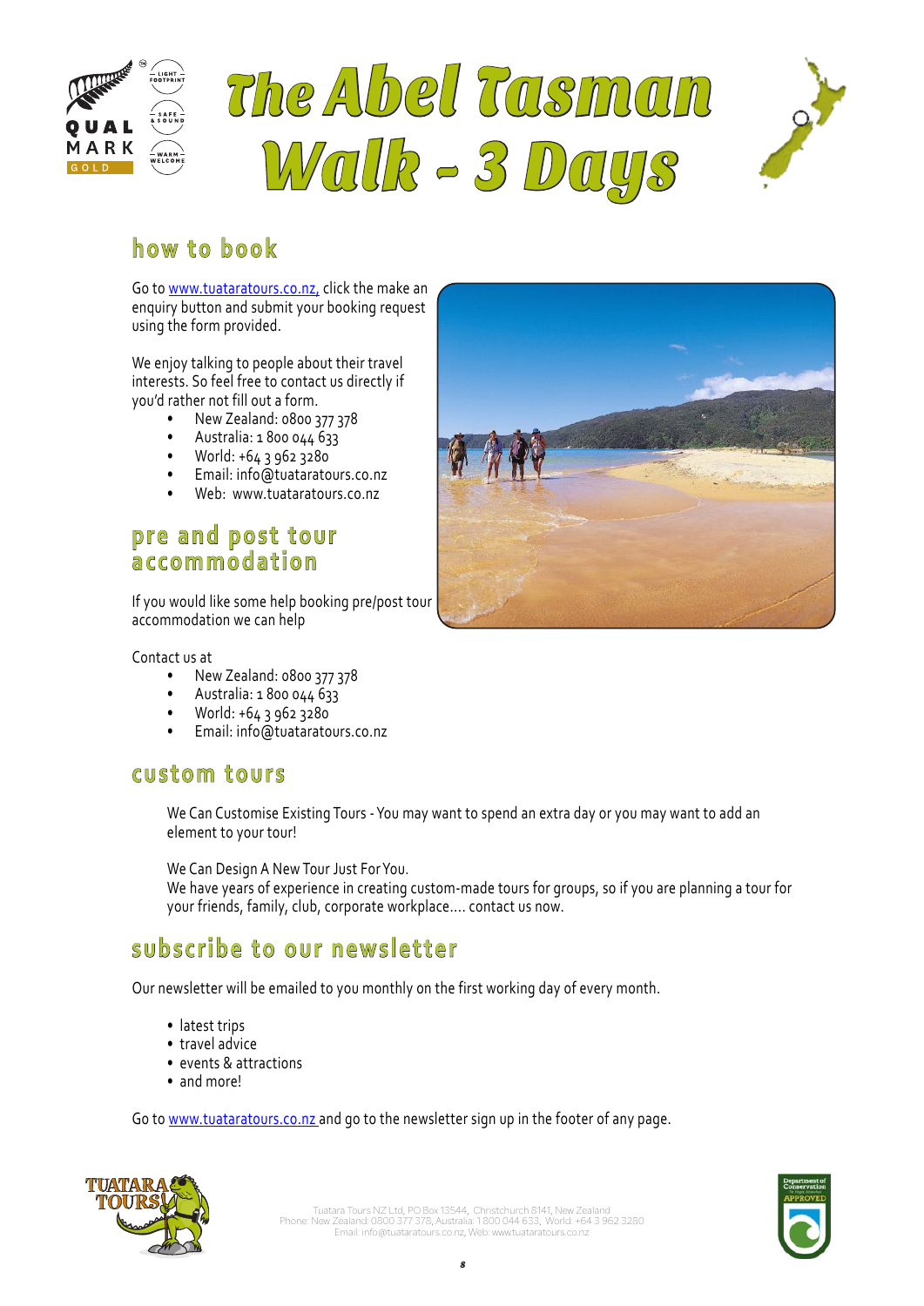# The Abel Tasman Walk - 3 Days

## how to book

Go to www.tuataratours.co.nz, click the make an enquiry button and submit your booking request using the form provided.

We enjoy talking to people about their travel interests. So feel free to contact us directly if you'd rather not fill out a form.

- New Zealand: 0800 377 378
- Australia: 1 800 044 633
- World: +64 3 962 3280
- Email: info@tuataratours.co.nz
- Web: www.tuataratours.co.nz

## pre and post tour accommodation

If you would like some help booking pre/post tour accommodation we can help

Contact us at

- New Zealand: 0800 377 378
- Australia: 1 800 044 633
- World: +64 3 962 3280
- Email: info@tuataratours.co.nz

## custom tours

We Can Customise Existing Tours - You may want to spend an extra day or you may want to add an element to your tour!

We Can Design A New Tour Just For You.
We have years of experience in creating custom-made tours for groups, so if you are planning a tour for your friends, family, club, corporate workplace.... contact us now.

## subscribe to our newsletter

Our newsletter will be emailed to you monthly on the first working day of every month.

- latest trips
- travel advice
- events & attractions
- and more!

Go to www.tuataratours.co.nz and go to the newsletter sign up in the footer of any page.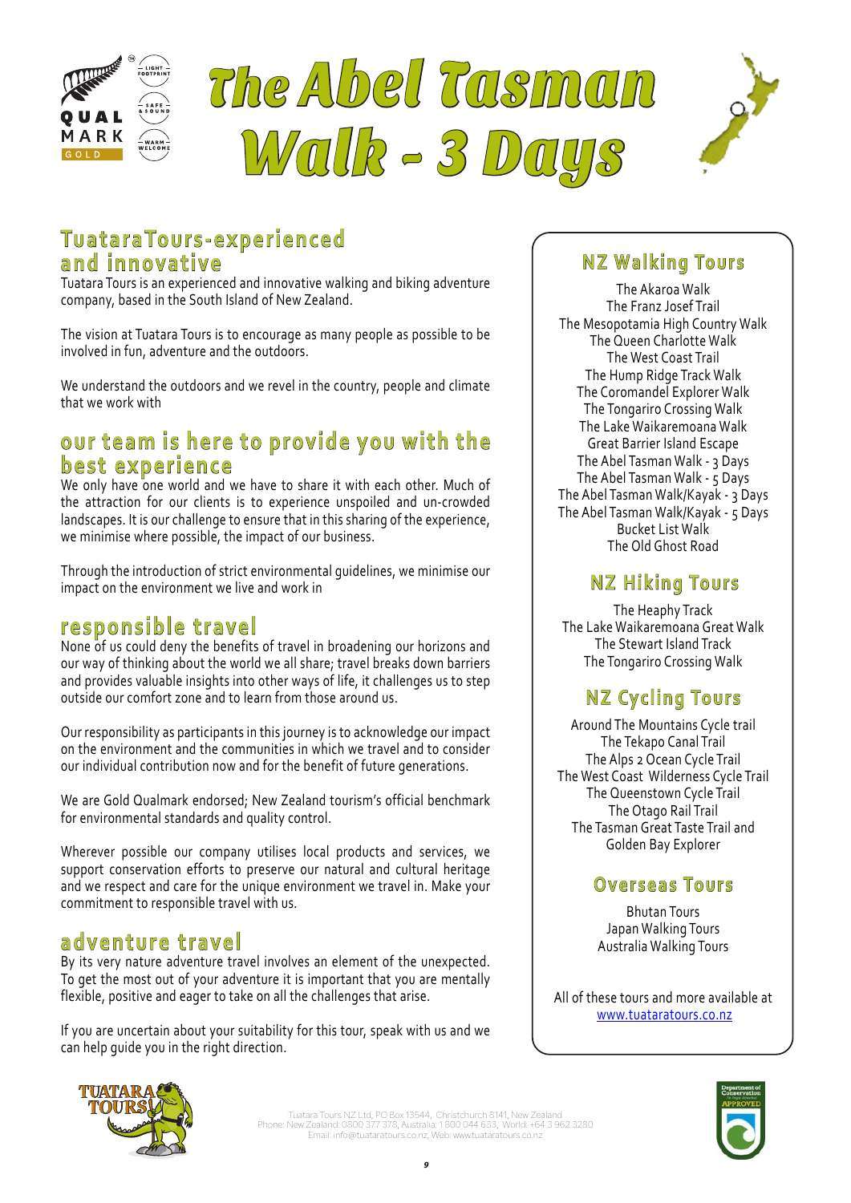# The Abel Tasman Walk - 3 Days

## TuataraTours-experienced and innovative

Tuatara Tours is an experienced and innovative walking and biking adventure company, based in the South Island of New Zealand.

The vision at Tuatara Tours is to encourage as many people as possible to be involved in fun, adventure and the outdoors.

We understand the outdoors and we revel in the country, people and climate that we work with

## our team is here to provide you with the best experience

We only have one world and we have to share it with each other. Much of the attraction for our clients is to experience unspoiled and un-crowded landscapes. It is our challenge to ensure that in this sharing of the experience, we minimise where possible, the impact of our business.

Through the introduction of strict environmental guidelines, we minimise our impact on the environment we live and work in

## responsible travel

None of us could deny the benefits of travel in broadening our horizons and our way of thinking about the world we all share; travel breaks down barriers and provides valuable insights into other ways of life, it challenges us to step outside our comfort zone and to learn from those around us.

Our responsibility as participants in this journey is to acknowledge our impact on the environment and the communities in which we travel and to consider our individual contribution now and for the benefit of future generations.

We are Gold Qualmark endorsed; New Zealand tourism's official benchmark for environmental standards and quality control.

Wherever possible our company utilises local products and services, we support conservation efforts to preserve our natural and cultural heritage and we respect and care for the unique environment we travel in. Make your commitment to responsible travel with us.

## adventure travel

By its very nature adventure travel involves an element of the unexpected. To get the most out of your adventure it is important that you are mentally flexible, positive and eager to take on all the challenges that arise.

If you are uncertain about your suitability for this tour, speak with us and we can help guide you in the right direction.

## NZ Walking Tours

The Akaroa Walk
The Franz Josef Trail
The Mesopotamia High Country Walk
The Queen Charlotte Walk
The West Coast Trail
The Hump Ridge Track Walk
The Coromandel Explorer Walk
The Tongariro Crossing Walk
The Lake Waikaremoana Walk
Great Barrier Island Escape
The Abel Tasman Walk - 3 Days
The Abel Tasman Walk - 5 Days
The Abel Tasman Walk/Kayak - 3 Days
The Abel Tasman Walk/Kayak - 5 Days
Bucket List Walk
The Old Ghost Road

## NZ Hiking Tours

The Heaphy Track
The Lake Waikaremoana Great Walk
The Stewart Island Track
The Tongariro Crossing Walk

## NZ Cycling Tours

Around The Mountains Cycle trail
The Tekapo Canal Trail
The Alps 2 Ocean Cycle Trail
The West Coast Wilderness Cycle Trail
The Queenstown Cycle Trail
The Otago Rail Trail
The Tasman Great Taste Trail and Golden Bay Explorer

## Overseas Tours

Bhutan Tours
Japan Walking Tours
Australia Walking Tours

All of these tours and more available at www.tuataratours.co.nz

Tuatara Tours NZ Ltd, PO Box 13544, Christchurch 8141, New Zealand
Phone: New Zealand: 0800 377 378, Australia: 1 800 044 633, World: +64 3 962 3280
Email: info@tuataratours.co.nz, Web: www.tuataratours.co.nz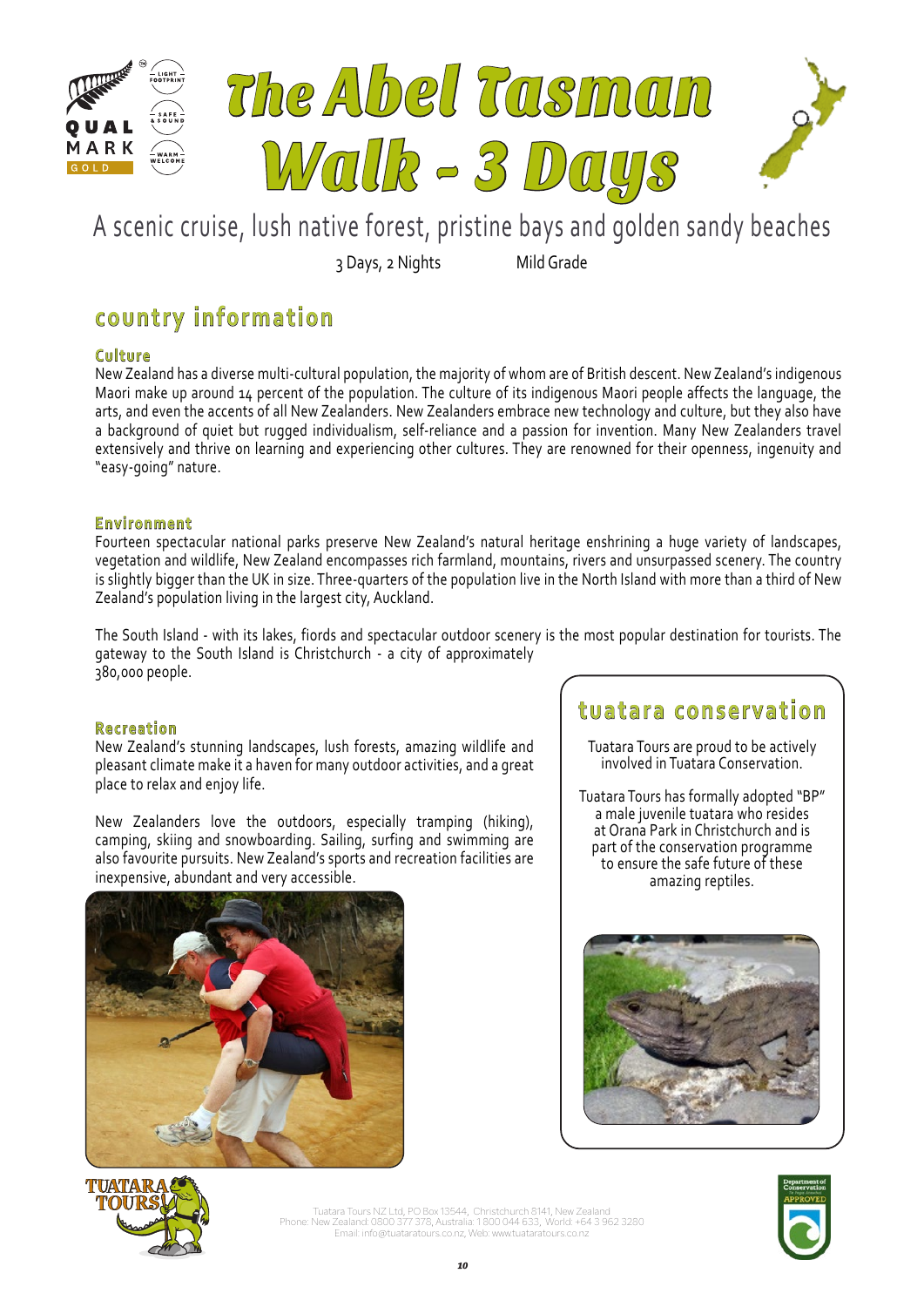# The Abel Tasman Walk - 3 Days

A scenic cruise, lush native forest, pristine bays and golden sandy beaches

3 Days, 2 Nights Mild Grade

## country information

### Culture

New Zealand has a diverse multi-cultural population, the majority of whom are of British descent. New Zealand's indigenous Maori make up around 14 percent of the population. The culture of its indigenous Maori people affects the language, the arts, and even the accents of all New Zealanders. New Zealanders embrace new technology and culture, but they also have a background of quiet but rugged individualism, self-reliance and a passion for invention. Many New Zealanders travel extensively and thrive on learning and experiencing other cultures. They are renowned for their openness, ingenuity and "easy-going" nature.

### Environment

Fourteen spectacular national parks preserve New Zealand's natural heritage enshrining a huge variety of landscapes, vegetation and wildlife, New Zealand encompasses rich farmland, mountains, rivers and unsurpassed scenery. The country is slightly bigger than the UK in size. Three-quarters of the population live in the North Island with more than a third of New Zealand's population living in the largest city, Auckland.

The South Island - with its lakes, fiords and spectacular outdoor scenery is the most popular destination for tourists. The gateway to the South Island is Christchurch - a city of approximately 380,000 people.

### Recreation

New Zealand's stunning landscapes, lush forests, amazing wildlife and pleasant climate make it a haven for many outdoor activities, and a great place to relax and enjoy life.

New Zealanders love the outdoors, especially tramping (hiking), camping, skiing and snowboarding. Sailing, surfing and swimming are also favourite pursuits. New Zealand's sports and recreation facilities are inexpensive, abundant and very accessible.

## tuatara conservation

Tuatara Tours are proud to be actively involved in Tuatara Conservation.

Tuatara Tours has formally adopted "BP" a male juvenile tuatara who resides at Orana Park in Christchurch and is part of the conservation programme to ensure the safe future of these amazing reptiles.

Tuatara Tours NZ Ltd, PO Box 13544, Christchurch 8141, New Zealand
Phone: New Zealand: 0800 377 378, Australia: 1 800 044 633, World: +64 3 962 3280
Email: info@tuataratours.co.nz, Web: www.tuataratours.co.nz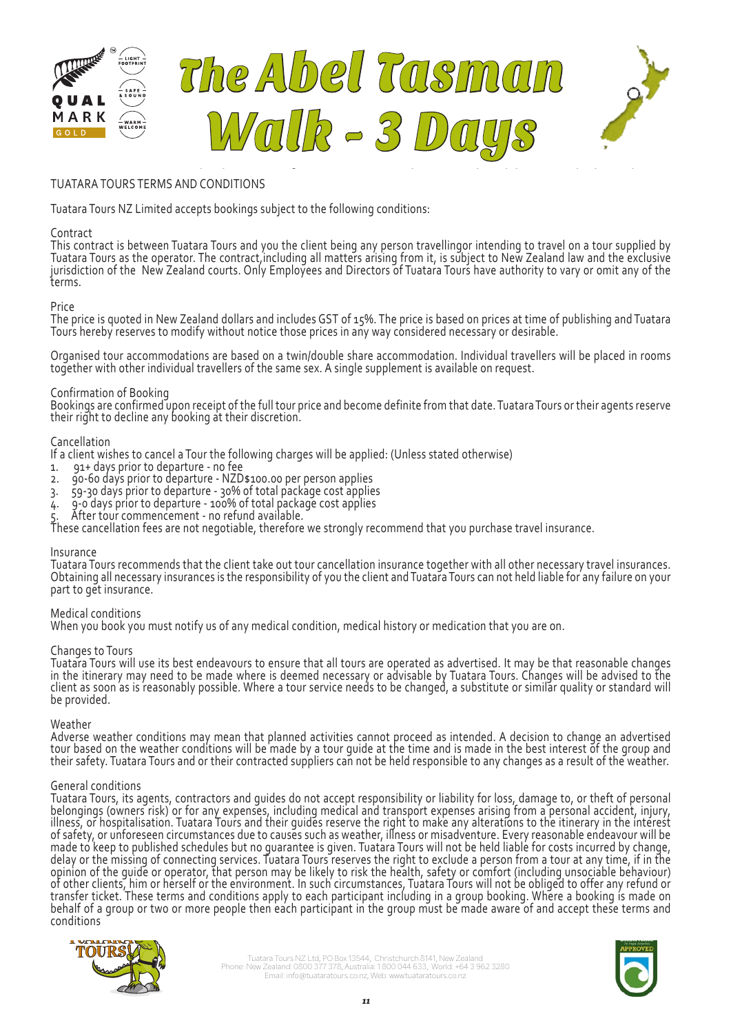# The Abel Tasman Walk - 3 Days

TUATARA TOURS TERMS AND CONDITIONS

Tuatara Tours NZ Limited accepts bookings subject to the following conditions:

Contract

This contract is between Tuatara Tours and you the client being any person travellingor intending to travel on a tour supplied by Tuatara Tours as the operator. The contract,including all matters arising from it, is subject to New Zealand law and the exclusive jurisdiction of the New Zealand courts. Only Employees and Directors of Tuatara Tours have authority to vary or omit any of the terms.

Price

The price is quoted in New Zealand dollars and includes GST of 15%. The price is based on prices at time of publishing and Tuatara Tours hereby reserves to modify without notice those prices in any way considered necessary or desirable.

Organised tour accommodations are based on a twin/double share accommodation. Individual travellers will be placed in rooms together with other individual travellers of the same sex. A single supplement is available on request.

Confirmation of Booking

Bookings are confirmed upon receipt of the full tour price and become definite from that date. Tuatara Tours or their agents reserve their right to decline any booking at their discretion.

Cancellation

If a client wishes to cancel a Tour the following charges will be applied: (Unless stated otherwise)

1. 91+ days prior to departure - no fee
2. 90-60 days prior to departure - NZD$100.00 per person applies
3. 59-30 days prior to departure - 30% of total package cost applies
4. 9-0 days prior to departure - 100% of total package cost applies
5. After tour commencement - no refund available.

These cancellation fees are not negotiable, therefore we strongly recommend that you purchase travel insurance.

Insurance

Tuatara Tours recommends that the client take out tour cancellation insurance together with all other necessary travel insurances. Obtaining all necessary insurances is the responsibility of you the client and Tuatara Tours can not held liable for any failure on your part to get insurance.

Medical conditions

When you book you must notify us of any medical condition, medical history or medication that you are on.

Changes to Tours

Tuatara Tours will use its best endeavours to ensure that all tours are operated as advertised. It may be that reasonable changes in the itinerary may need to be made where is deemed necessary or advisable by Tuatara Tours. Changes will be advised to the client as soon as is reasonably possible. Where a tour service needs to be changed, a substitute or similar quality or standard will be provided.

Weather

Adverse weather conditions may mean that planned activities cannot proceed as intended. A decision to change an advertised tour based on the weather conditions will be made by a tour guide at the time and is made in the best interest of the group and their safety. Tuatara Tours and or their contracted suppliers can not be held responsible to any changes as a result of the weather.

General conditions

Tuatara Tours, its agents, contractors and guides do not accept responsibility or liability for loss, damage to, or theft of personal belongings (owners risk) or for any expenses, including medical and transport expenses arising from a personal accident, injury, illness, or hospitalisation. Tuatara Tours and their guides reserve the right to make any alterations to the itinerary in the interest of safety, or unforeseen circumstances due to causes such as weather, illness or misadventure. Every reasonable endeavour will be made to keep to published schedules but no guarantee is given. Tuatara Tours will not be held liable for costs incurred by change, delay or the missing of connecting services. Tuatara Tours reserves the right to exclude a person from a tour at any time, if in the opinion of the guide or operator, that person may be likely to risk the health, safety or comfort (including unsociable behaviour) of other clients, him or herself or the environment. In such circumstances, Tuatara Tours will not be obliged to offer any refund or transfer ticket. These terms and conditions apply to each participant including in a group booking. Where a booking is made on behalf of a group or two or more people then each participant in the group must be made aware of and accept these terms and conditions

Tuatara Tours NZ Ltd, PO Box 13544, Christchurch 8141, New Zealand
Phone: New Zealand: 0800 377 378, Australia: 1 800 044 633, World: +64 3 962 3280
Email: info@tuataratours.co.nz, Web: www.tuataratours.co.nz